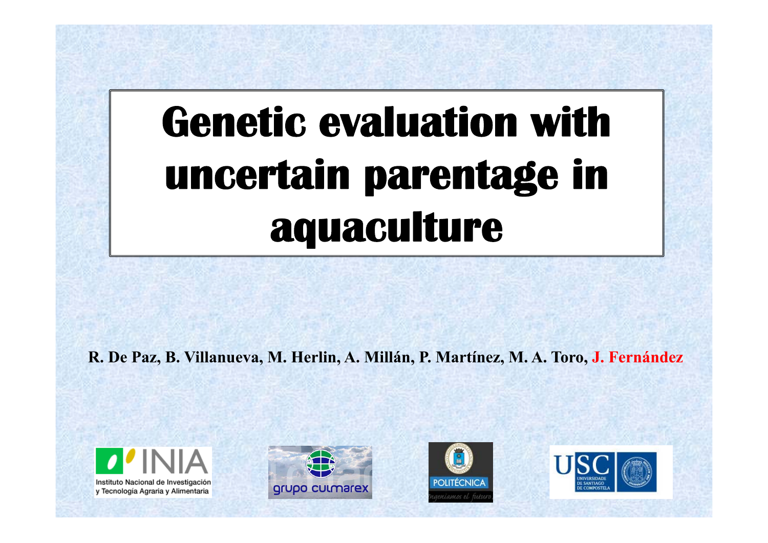# Genetic evaluation with uncertain parentage in aquaculture

R. De Paz, B. Villanueva, M. Herlin, A. Millán, P. Martínez, M. A. Toro, J. Fernández

INIA Instituto Nacional de Investigación y Tecnología Agraria y Alimentaria

grupo culmarex

POLITÉCNICA ingeniamos el futuro

USC UNIVERSIDADE DE SANTIAGO DE COMPOSTELA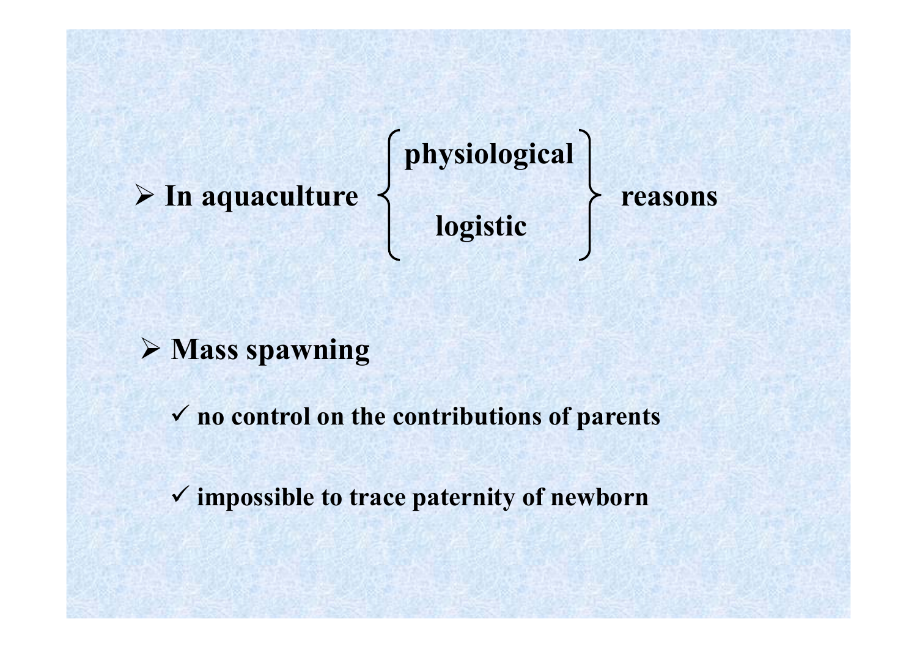- **In aquaculture** { **physiological** / **logistic** } **reasons**

- **Mass spawning**
  - ✓ **no control on the contributions of parents**
  - ✓ **impossible to trace paternity of newborn**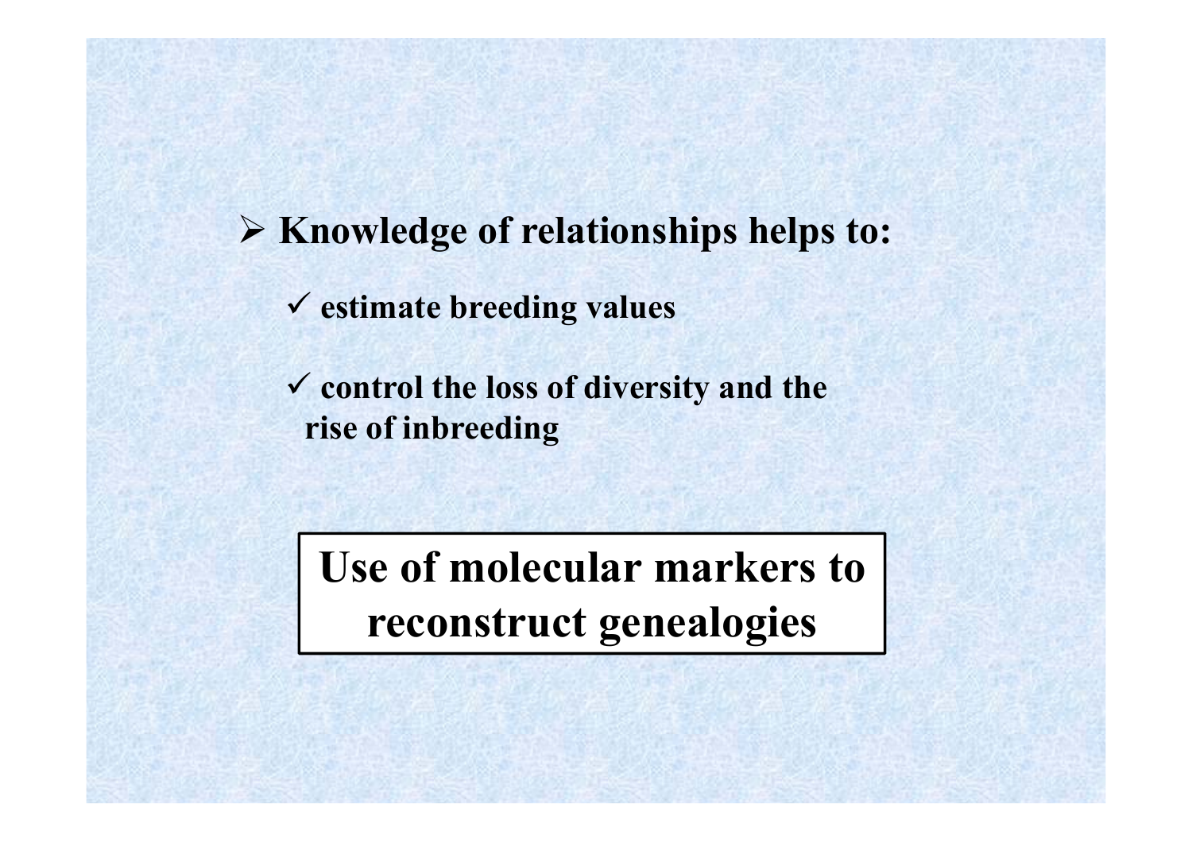- **Knowledge of relationships helps to:**
  - **estimate breeding values**
  - **control the loss of diversity and the rise of inbreeding**

## Use of molecular markers to reconstruct genealogies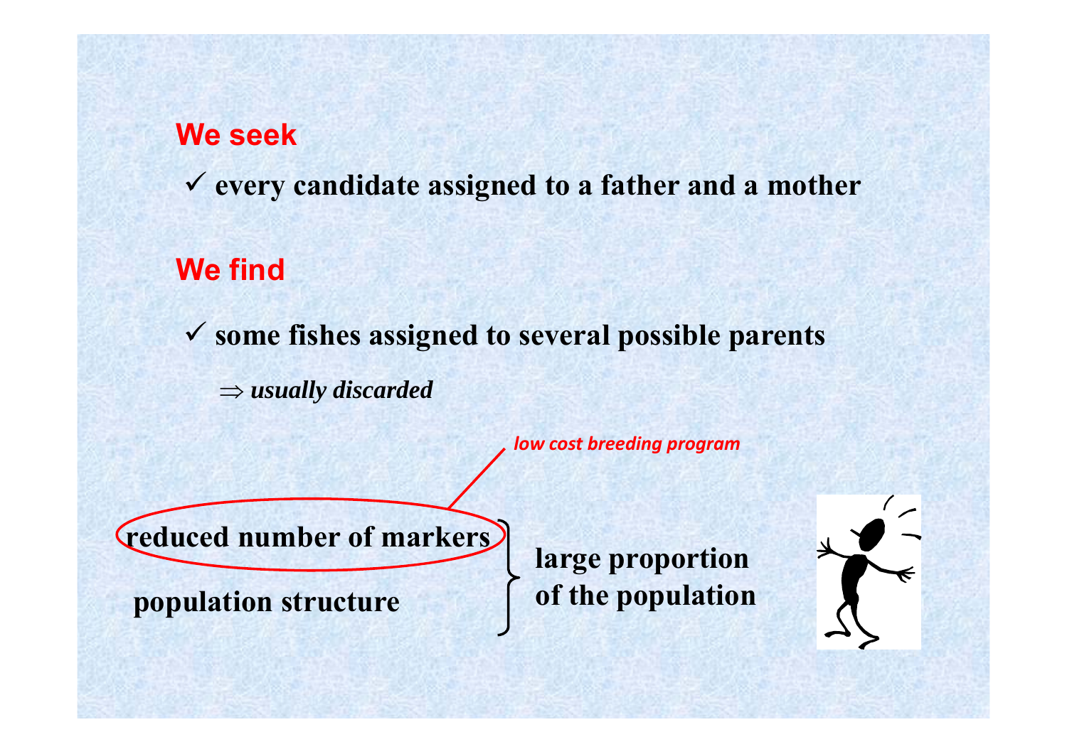## We seek

- ✓ every candidate assigned to a father and a mother

## We find

- ✓ some fishes assigned to several possible parents

  $\Rightarrow$ *usually discarded*

*low cost breeding program*

**reduced number of markers**

**population structure**

} **large proportion of the population**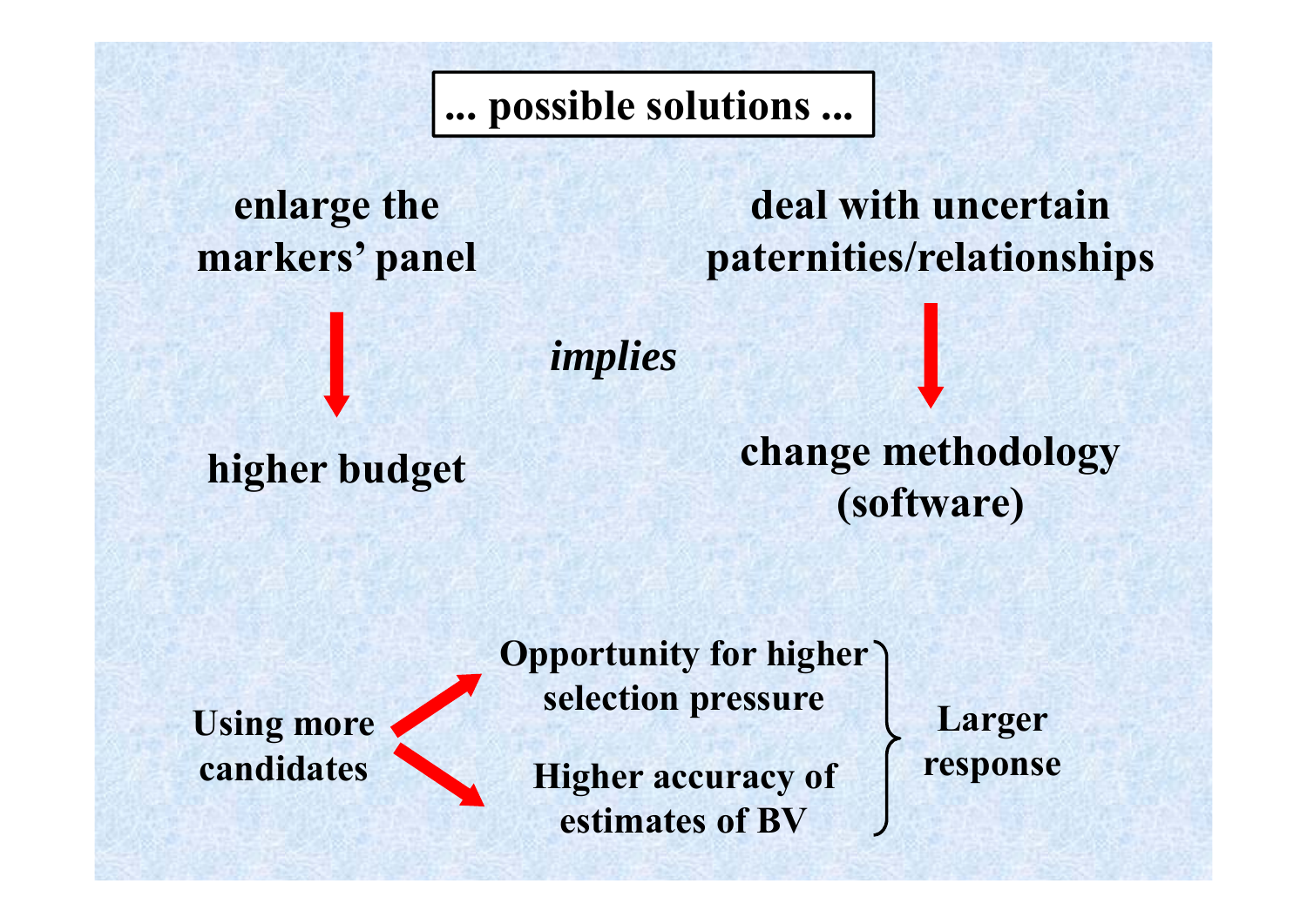# ... possible solutions ...

**enlarge the markers' panel** → **higher budget**

*implies*

**deal with uncertain paternities/relationships** → **change methodology (software)**

**Using more candidates**
- → **Opportunity for higher selection pressure**
- → **Higher accuracy of estimates of BV**

} **Larger response**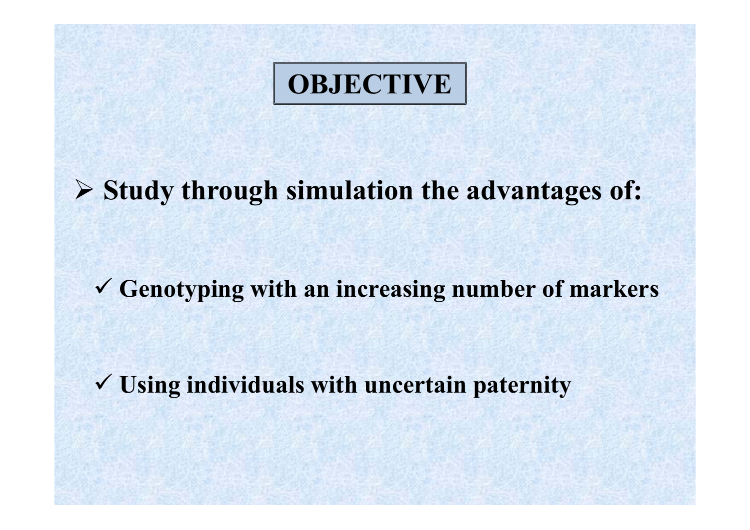# OBJECTIVE

- **Study through simulation the advantages of:**
  - ✓ **Genotyping with an increasing number of markers**
  - ✓ **Using individuals with uncertain paternity**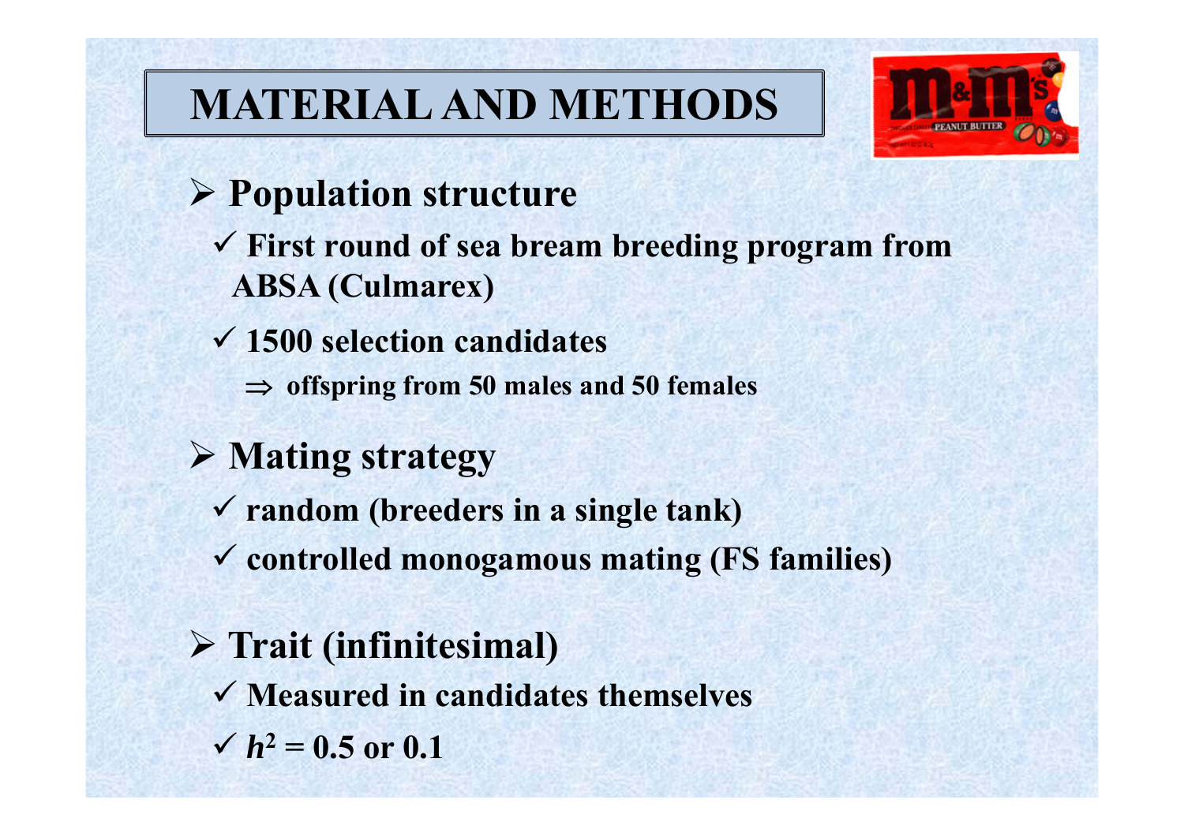# MATERIAL AND METHODS

- **Population structure**
  - **First round of sea bream breeding program from ABSA (Culmarex)**
  - **1500 selection candidates**
    - ⇒ **offspring from 50 males and 50 females**

- **Mating strategy**
  - **random (breeders in a single tank)**
  - **controlled monogamous mating (FS families)**

- **Trait (infinitesimal)**
  - **Measured in candidates themselves**
  - $h^2$ **= 0.5 or 0.1**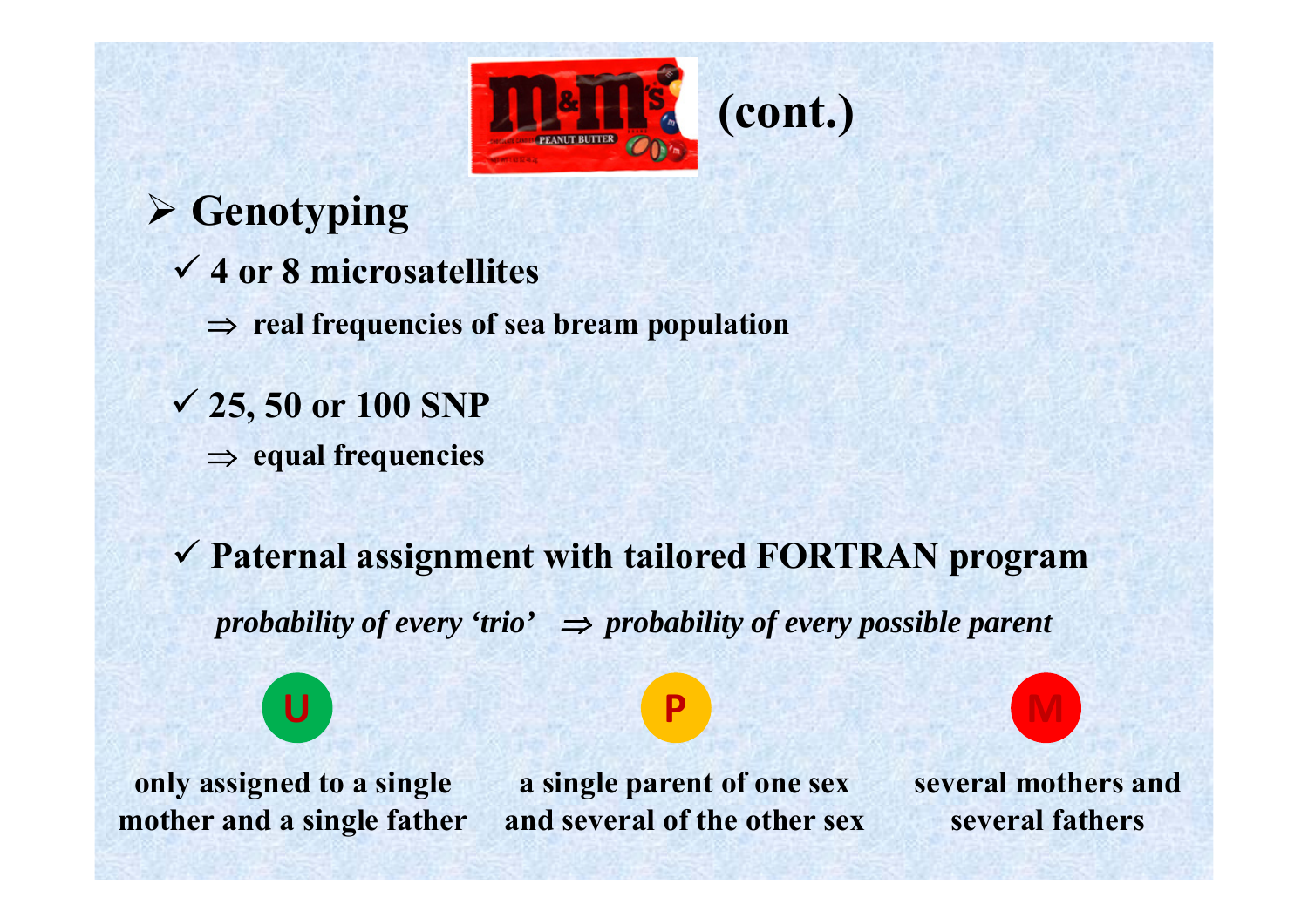# M&M's (cont.)

- **Genotyping**
  - ✓ **4 or 8 microsatellites**
    - ⇒ **real frequencies of sea bream population**
  - ✓ **25, 50 or 100 SNP**
    - ⇒ **equal frequencies**
  - ✓ **Paternal assignment with tailored FORTRAN program**

***probability of every 'trio'*** ⇒ ***probability of every possible parent***

**U** — **only assigned to a single mother and a single father**

**P** — **a single parent of one sex and several of the other sex**

**M** — **several mothers and several fathers**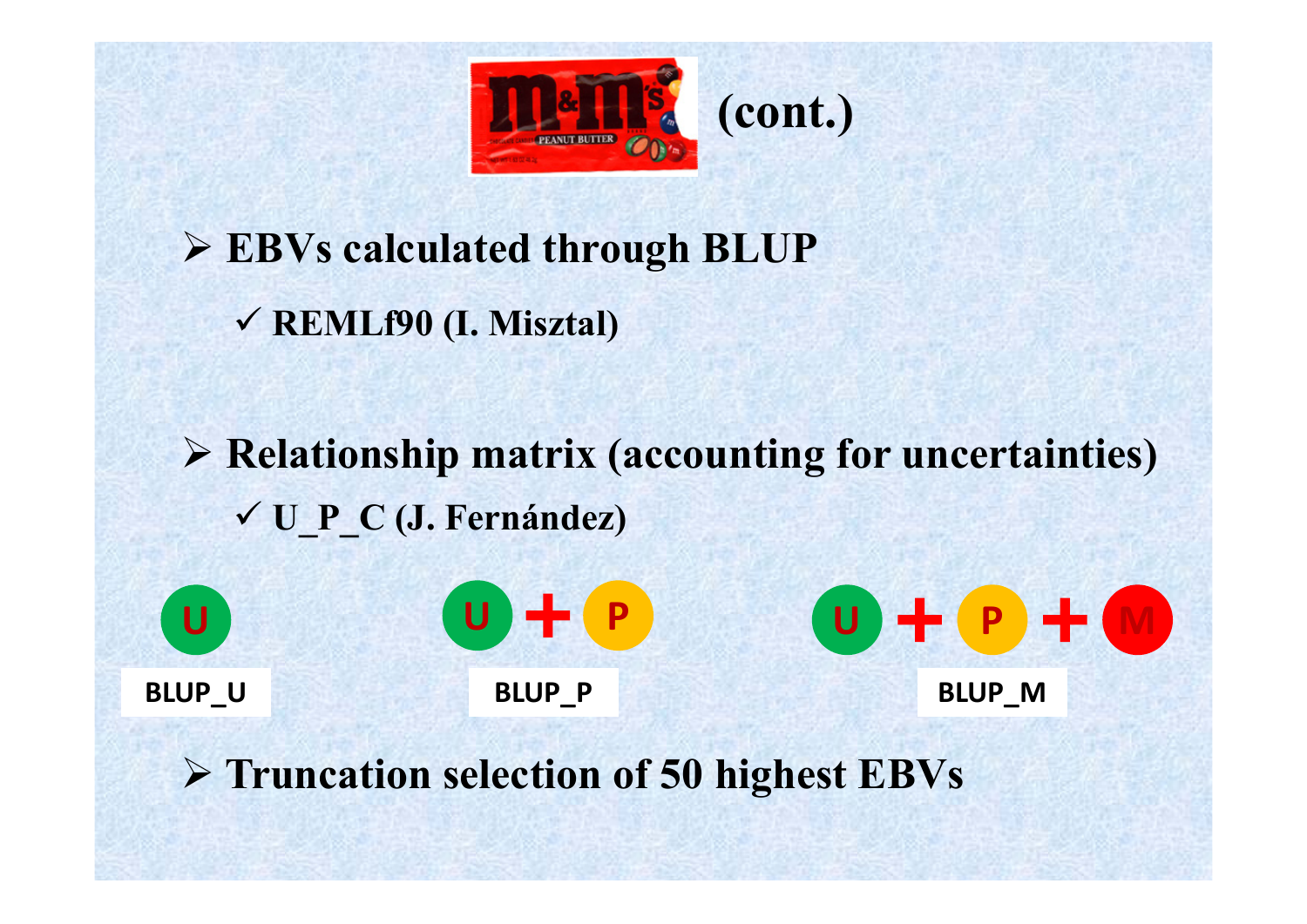# M&M's (cont.)

- **EBVs calculated through BLUP**
  - ✓ **REMLf90 (I. Misztal)**

- **Relationship matrix (accounting for uncertainties)**
  - ✓ **U_P_C (J. Fernández)**

U — **BLUP_U**

U + P — **BLUP_P**

U + P + M — **BLUP_M**

- **Truncation selection of 50 highest EBVs**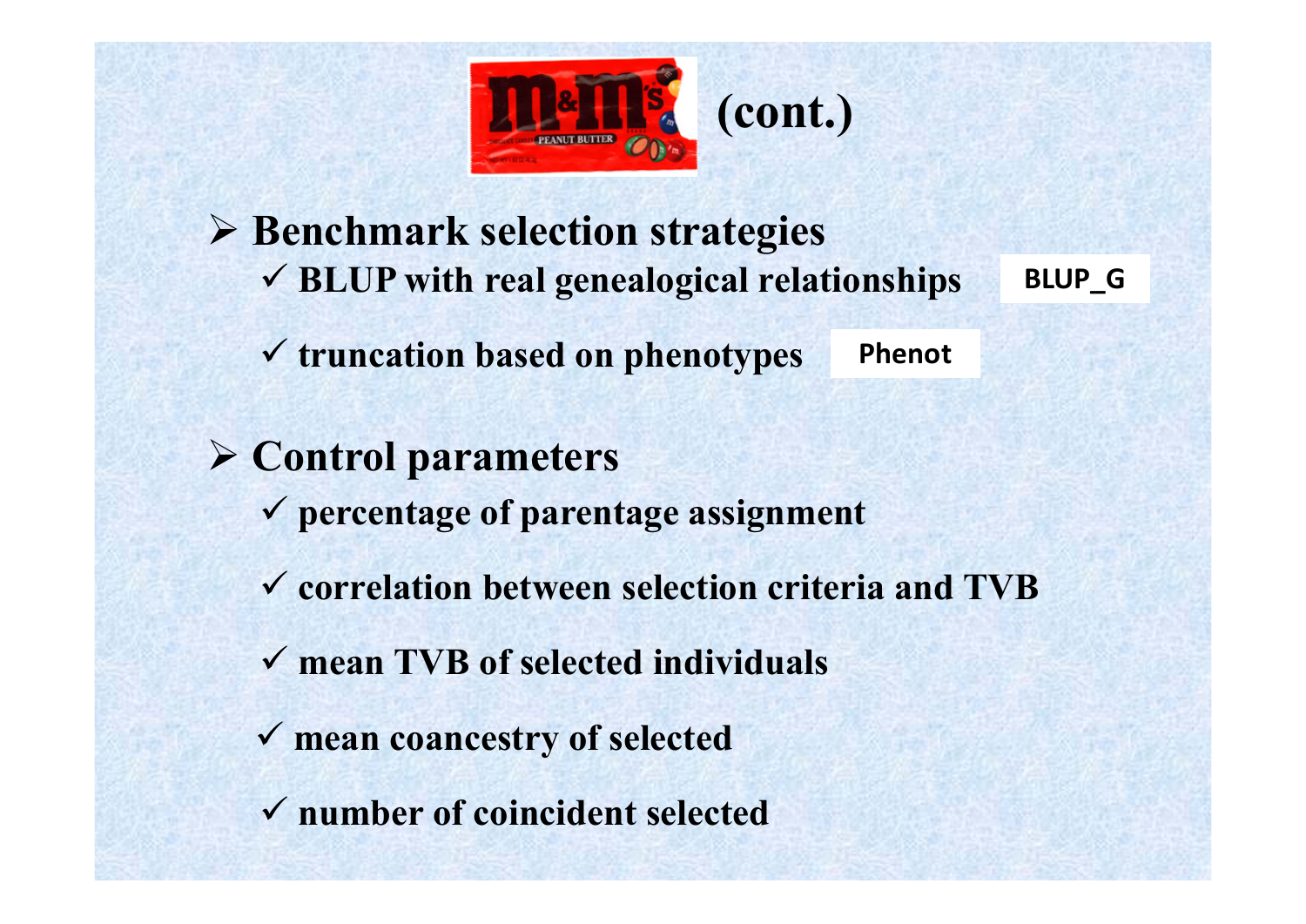# M&M's (cont.)

- **Benchmark selection strategies**
  - ✓ **BLUP with real genealogical relationships** — BLUP_G
  - ✓ **truncation based on phenotypes** — Phenot

- **Control parameters**
  - ✓ **percentage of parentage assignment**
  - ✓ **correlation between selection criteria and TVB**
  - ✓ **mean TVB of selected individuals**
  - ✓ **mean coancestry of selected**
  - ✓ **number of coincident selected**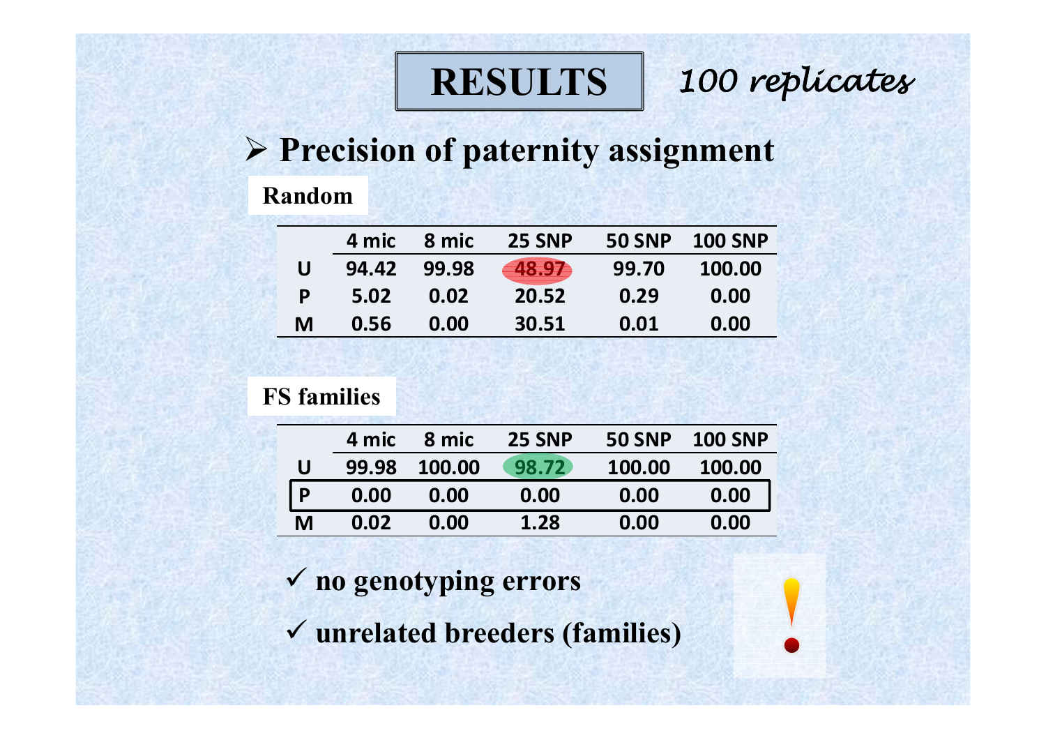# RESULTS

*100 replicates*

## ➢ Precision of paternity assignment

**Random**

| | 4 mic | 8 mic | 25 SNP | 50 SNP | 100 SNP |
|---|---|---|---|---|---|
| U | 94.42 | 99.98 | 48.97 | 99.70 | 100.00 |
| P | 5.02 | 0.02 | 20.52 | 0.29 | 0.00 |
| M | 0.56 | 0.00 | 30.51 | 0.01 | 0.00 |

**FS families**

| | 4 mic | 8 mic | 25 SNP | 50 SNP | 100 SNP |
|---|---|---|---|---|---|
| U | 99.98 | 100.00 | 98.72 | 100.00 | 100.00 |
| P | 0.00 | 0.00 | 0.00 | 0.00 | 0.00 |
| M | 0.02 | 0.00 | 1.28 | 0.00 | 0.00 |

- ✓ **no genotyping errors**
- ✓ **unrelated breeders (families)**

!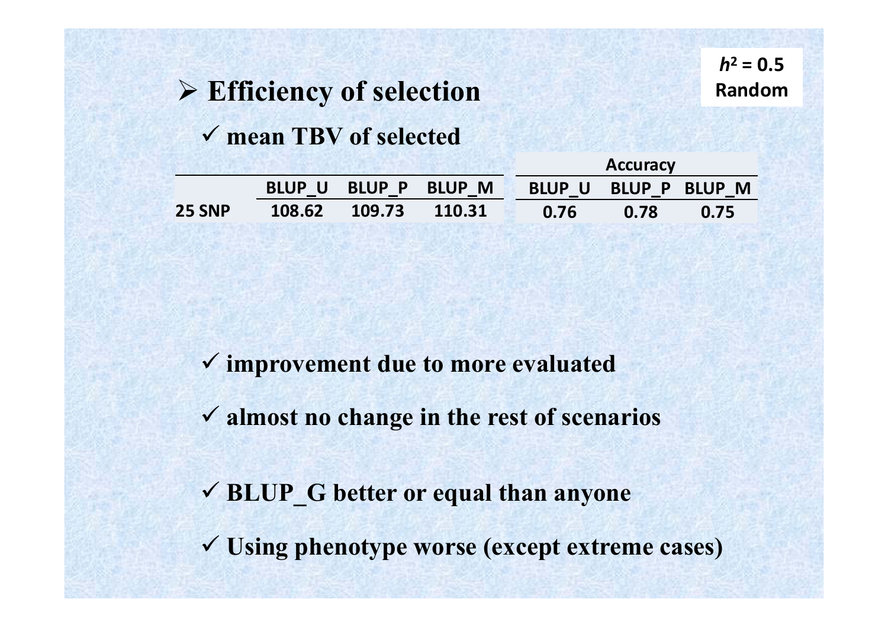**$h^2$ = 0.5**
**Random**

## ➢ Efficiency of selection

✓ **mean TBV of selected**

| | BLUP_U | BLUP_P | BLUP_M | Accuracy | | |
|---|---|---|---|---|---|---|
| | | | | BLUP_U | BLUP_P | BLUP_M |
| 25 SNP | 108.62 | 109.73 | 110.31 | 0.76 | 0.78 | 0.75 |

✓ **improvement due to more evaluated**

✓ **almost no change in the rest of scenarios**

✓ **BLUP_G better or equal than anyone**

✓ **Using phenotype worse (except extreme cases)**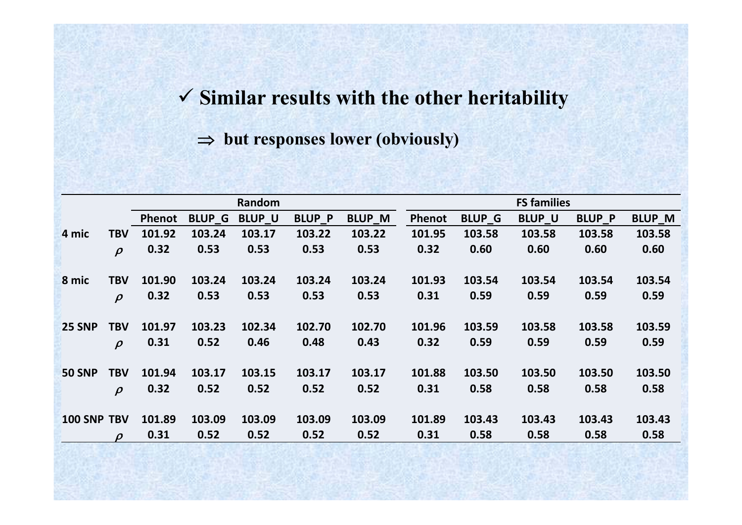✓ **Similar results with the other heritability**

⇒ **but responses lower (obviously)**

| | | Random | | | | | FS families | | | | |
|---|---|---|---|---|---|---|---|---|---|---|---|
| | | Phenot | BLUP_G | BLUP_U | BLUP_P | BLUP_M | Phenot | BLUP_G | BLUP_U | BLUP_P | BLUP_M |
| 4 mic | TBV | 101.92 | 103.24 | 103.17 | 103.22 | 103.22 | 101.95 | 103.58 | 103.58 | 103.58 | 103.58 |
| | $\rho$ | 0.32 | 0.53 | 0.53 | 0.53 | 0.53 | 0.32 | 0.60 | 0.60 | 0.60 | 0.60 |
| 8 mic | TBV | 101.90 | 103.24 | 103.24 | 103.24 | 103.24 | 101.93 | 103.54 | 103.54 | 103.54 | 103.54 |
| | $\rho$ | 0.32 | 0.53 | 0.53 | 0.53 | 0.53 | 0.31 | 0.59 | 0.59 | 0.59 | 0.59 |
| 25 SNP | TBV | 101.97 | 103.23 | 102.34 | 102.70 | 102.70 | 101.96 | 103.59 | 103.58 | 103.58 | 103.59 |
| | $\rho$ | 0.31 | 0.52 | 0.46 | 0.48 | 0.43 | 0.32 | 0.59 | 0.59 | 0.59 | 0.59 |
| 50 SNP | TBV | 101.94 | 103.17 | 103.15 | 103.17 | 103.17 | 101.88 | 103.50 | 103.50 | 103.50 | 103.50 |
| | $\rho$ | 0.32 | 0.52 | 0.52 | 0.52 | 0.52 | 0.31 | 0.58 | 0.58 | 0.58 | 0.58 |
| 100 SNP | TBV | 101.89 | 103.09 | 103.09 | 103.09 | 103.09 | 101.89 | 103.43 | 103.43 | 103.43 | 103.43 |
| | $\rho$ | 0.31 | 0.52 | 0.52 | 0.52 | 0.52 | 0.31 | 0.58 | 0.58 | 0.58 | 0.58 |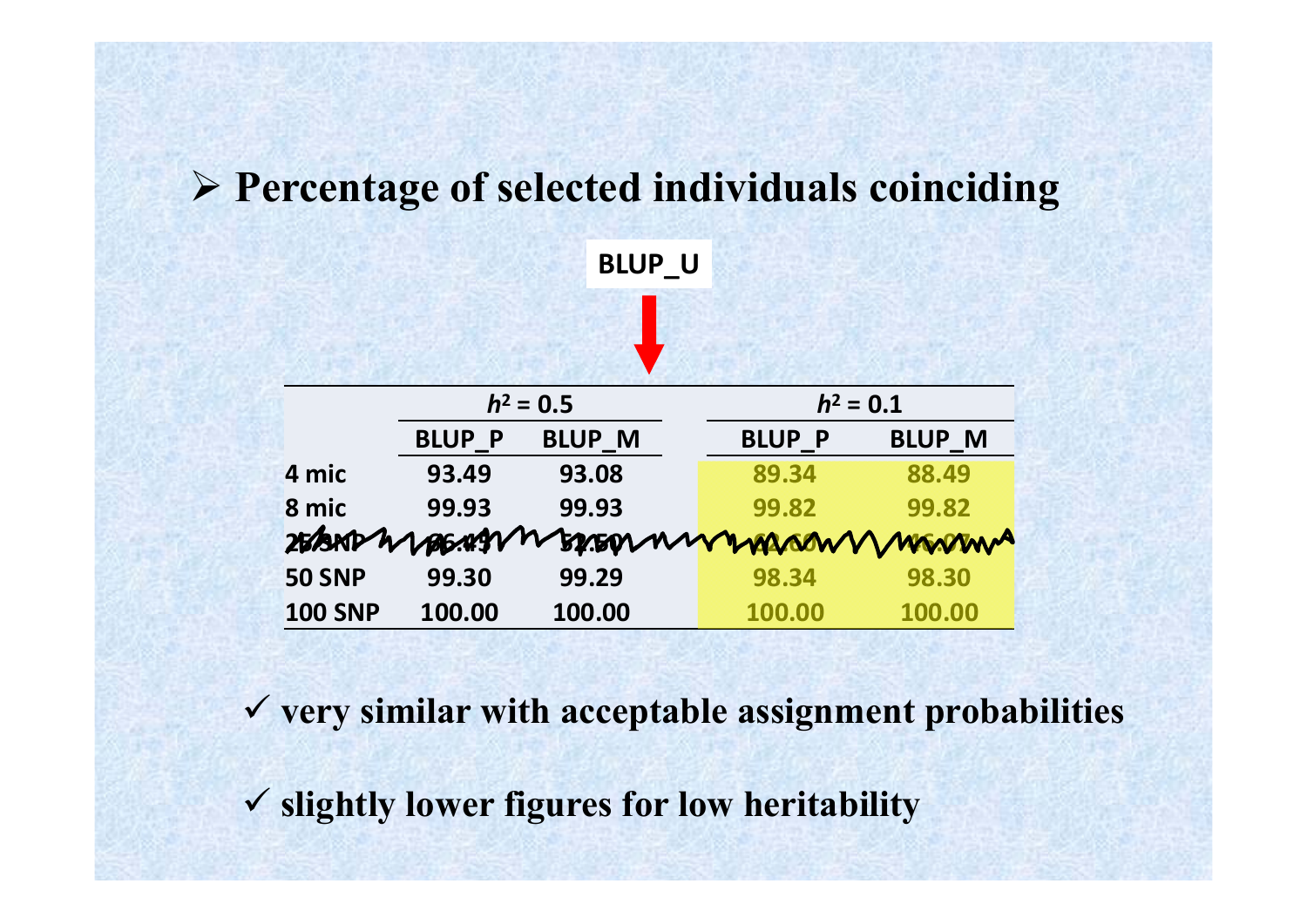## ➢ Percentage of selected individuals coinciding

**BLUP_U**

| | $h^2 = 0.5$ | | $h^2 = 0.1$ | |
|---|---|---|---|---|
| | BLUP_P | BLUP_M | BLUP_P | BLUP_M |
| 4 mic | 93.49 | 93.08 | 89.34 | 88.49 |
| 8 mic | 99.93 | 99.93 | 99.82 | 99.82 |
| 50 SNP | 99.30 | 99.29 | 98.34 | 98.30 |
| 100 SNP | 100.00 | 100.00 | 100.00 | 100.00 |

- ✓ **very similar with acceptable assignment probabilities**
- ✓ **slightly lower figures for low heritability**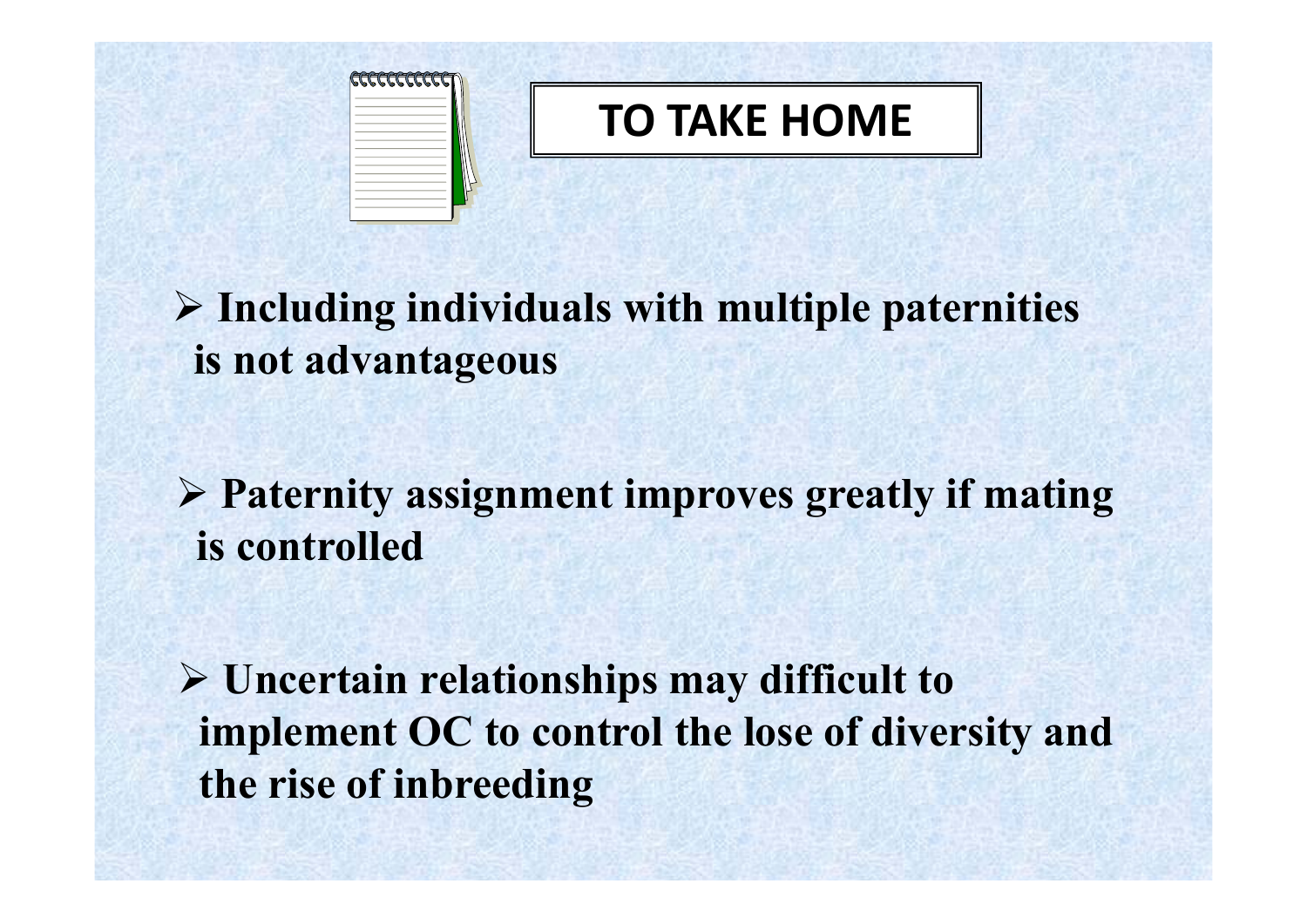# TO TAKE HOME

- **Including individuals with multiple paternities is not advantageous**

- **Paternity assignment improves greatly if mating is controlled**

- **Uncertain relationships may difficult to implement OC to control the lose of diversity and the rise of inbreeding**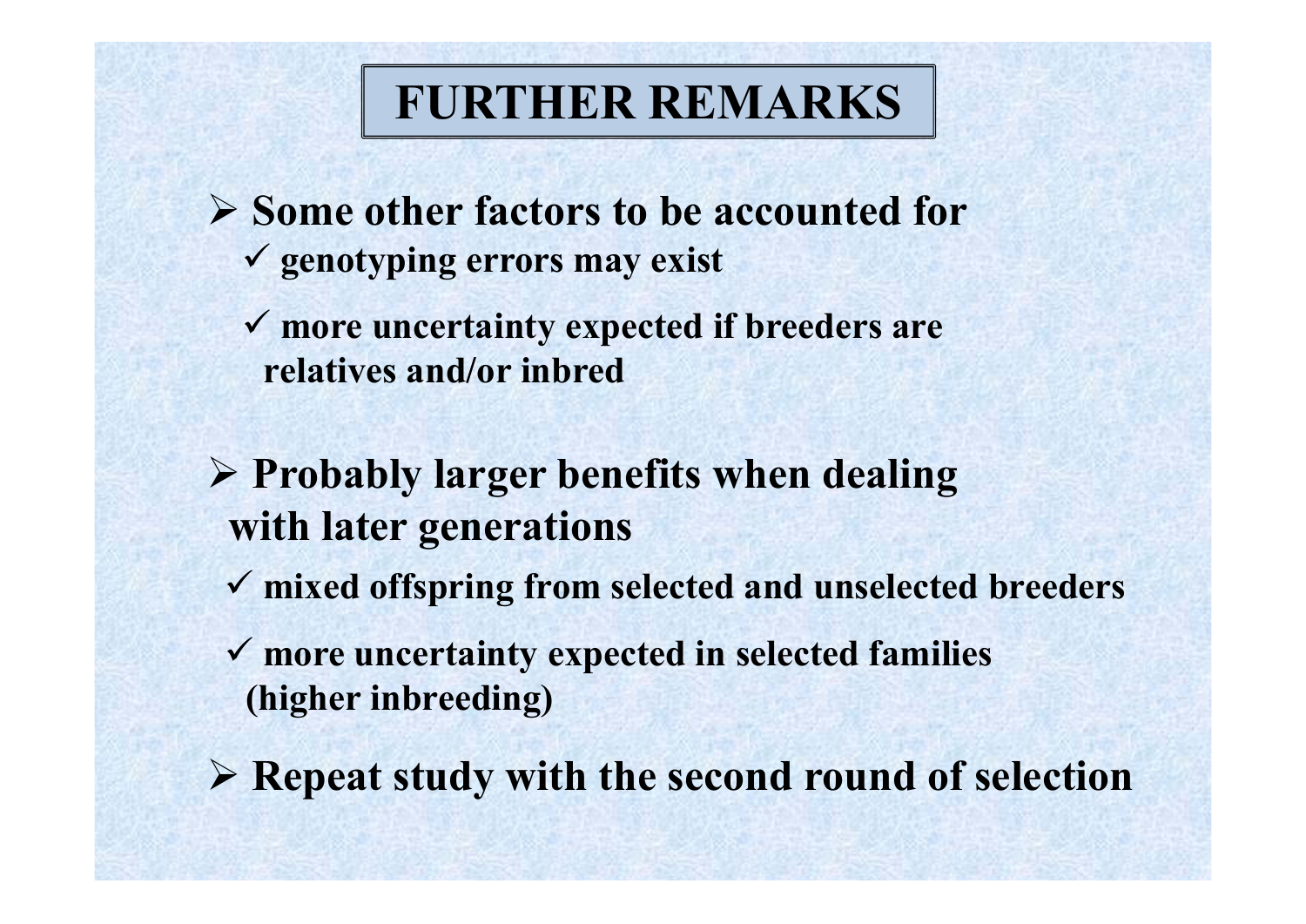# FURTHER REMARKS

- **Some other factors to be accounted for**
  - **genotyping errors may exist**
  - **more uncertainty expected if breeders are relatives and/or inbred**

- **Probably larger benefits when dealing with later generations**
  - **mixed offspring from selected and unselected breeders**
  - **more uncertainty expected in selected families (higher inbreeding)**

- **Repeat study with the second round of selection**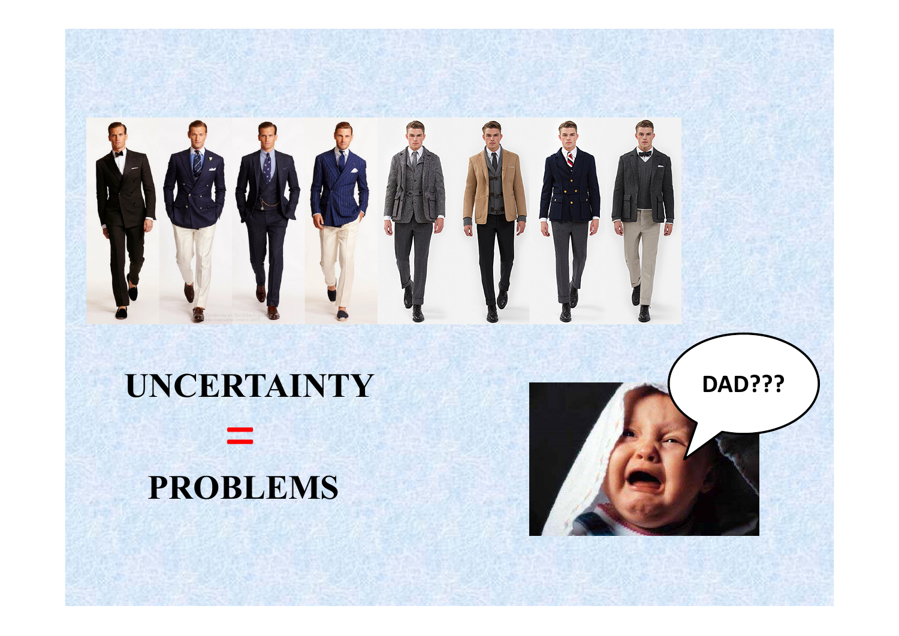**UNCERTAINTY**

**=**

**PROBLEMS**

DAD???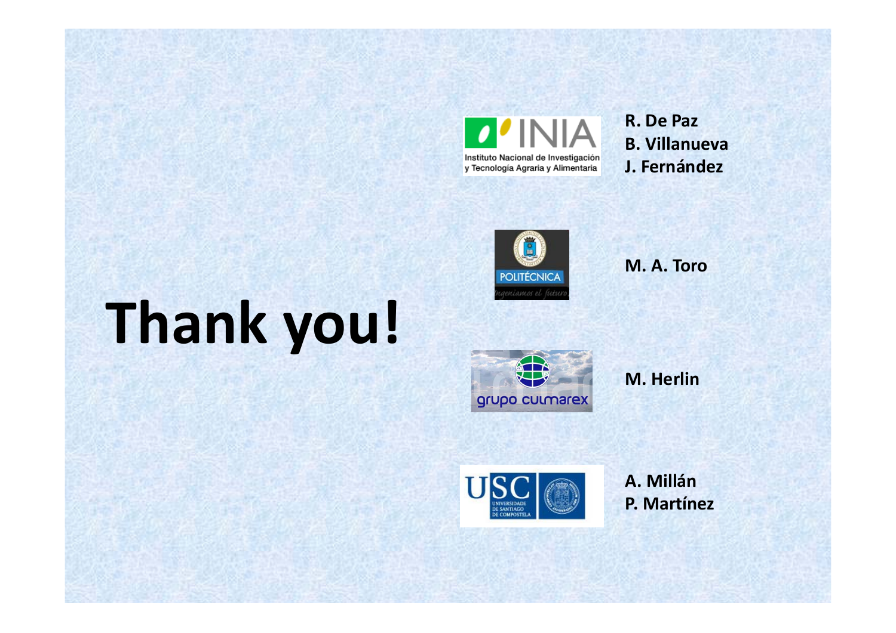# Thank you!

Instituto Nacional de Investigación y Tecnología Agraria y Alimentaria

**R. De Paz**
**B. Villanueva**
**J. Fernández**

**M. A. Toro**

**M. Herlin**

**A. Millán**
**P. Martínez**